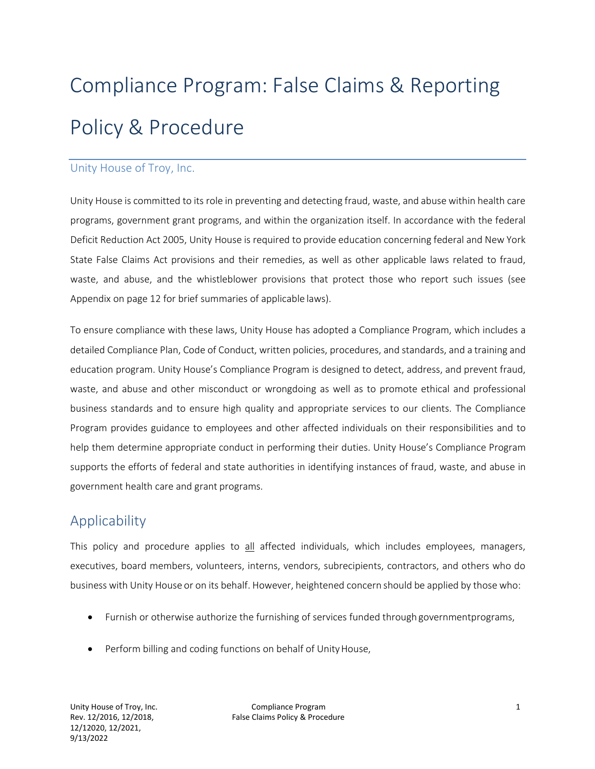# Compliance Program: False Claims & Reporting Policy & Procedure

## Unity House of Troy, Inc.

Unity House is committed to its role in preventing and detecting fraud, waste, and abuse within health care programs, government grant programs, and within the organization itself. In accordance with the federal Deficit Reduction Act 2005, Unity House is required to provide education concerning federal and New York State False Claims Act provisions and their remedies, as well as other applicable laws related to fraud, waste, and abuse, and the whistleblower provisions that protect those who report such issues (see Appendix on page 12 for brief summaries of applicable laws).

To ensure compliance with these laws, Unity House has adopted a Compliance Program, which includes a detailed Compliance Plan, Code of Conduct, written policies, procedures, and standards, and a training and education program. Unity House's Compliance Program is designed to detect, address, and prevent fraud, waste, and abuse and other misconduct or wrongdoing as well as to promote ethical and professional business standards and to ensure high quality and appropriate services to our clients. The Compliance Program provides guidance to employees and other affected individuals on their responsibilities and to help them determine appropriate conduct in performing their duties. Unity House's Compliance Program supports the efforts of federal and state authorities in identifying instances of fraud, waste, and abuse in government health care and grant programs.

## Applicability

This policy and procedure applies to all affected individuals, which includes employees, managers, executives, board members, volunteers, interns, vendors, subrecipients, contractors, and others who do business with Unity House or on its behalf. However, heightened concern should be applied by those who:

- Furnish or otherwise authorize the furnishing of services funded through government programs,
- Perform billing and coding functions on behalf of Unity House,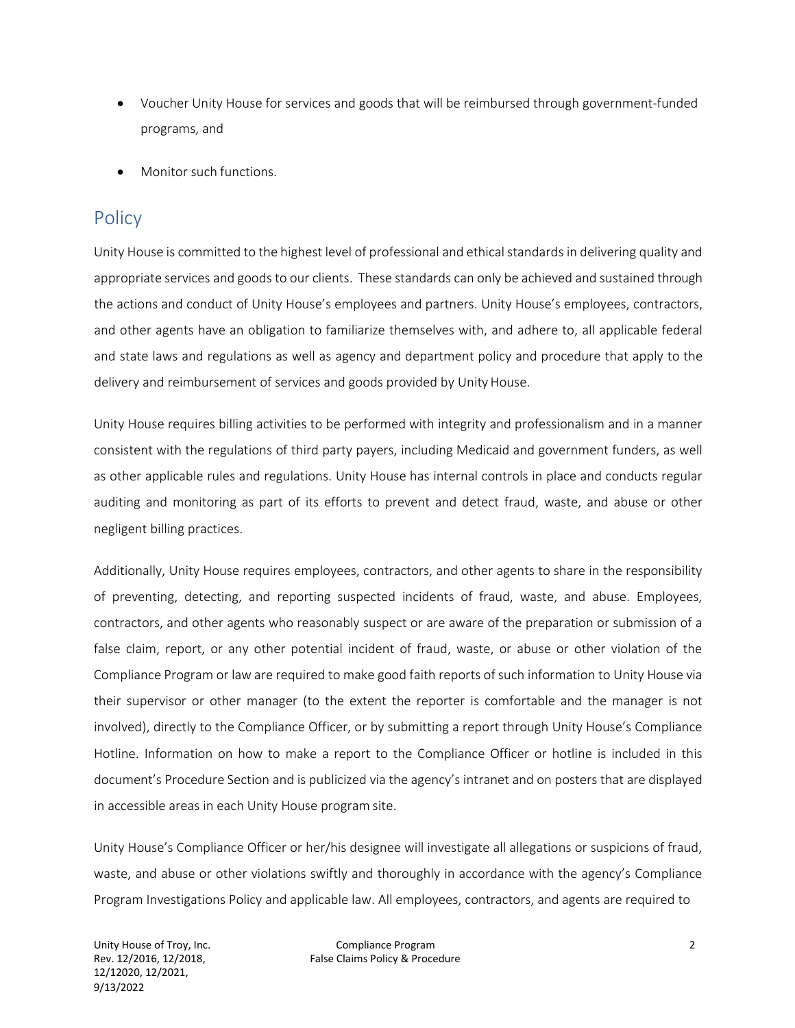- Voucher Unity House for services and goods that will be reimbursed through government-funded programs, and
- Monitor such functions.

## Policy

Unity House is committed to the highest level of professional and ethical standards in delivering quality and appropriate services and goods to our clients. These standards can only be achieved and sustained through the actions and conduct of Unity House's employees and partners. Unity House's employees, contractors, and other agents have an obligation to familiarize themselves with, and adhere to, all applicable federal and state laws and regulations as well as agency and department policy and procedure that apply to the delivery and reimbursement of services and goods provided by Unity House.

Unity House requires billing activities to be performed with integrity and professionalism and in a manner consistent with the regulations of third party payers, including Medicaid and government funders, as well as other applicable rules and regulations. Unity House has internal controls in place and conducts regular auditing and monitoring as part of its efforts to prevent and detect fraud, waste, and abuse or other negligent billing practices.

Additionally, Unity House requires employees, contractors, and other agents to share in the responsibility of preventing, detecting, and reporting suspected incidents of fraud, waste, and abuse. Employees, contractors, and other agents who reasonably suspect or are aware of the preparation or submission of a false claim, report, or any other potential incident of fraud, waste, or abuse or other violation of the Compliance Program or law are required to make good faith reports of such information to Unity House via their supervisor or other manager (to the extent the reporter is comfortable and the manager is not involved), directly to the Compliance Officer, or by submitting a report through Unity House's Compliance Hotline. Information on how to make a report to the Compliance Officer or hotline is included in this document's Procedure Section and is publicized via the agency's intranet and on posters that are displayed in accessible areas in each Unity House program site.

Unity House's Compliance Officer or her/his designee will investigate all allegations or suspicions of fraud, waste, and abuse or other violations swiftly and thoroughly in accordance with the agency's Compliance Program Investigations Policy and applicable law. All employees, contractors, and agents are required to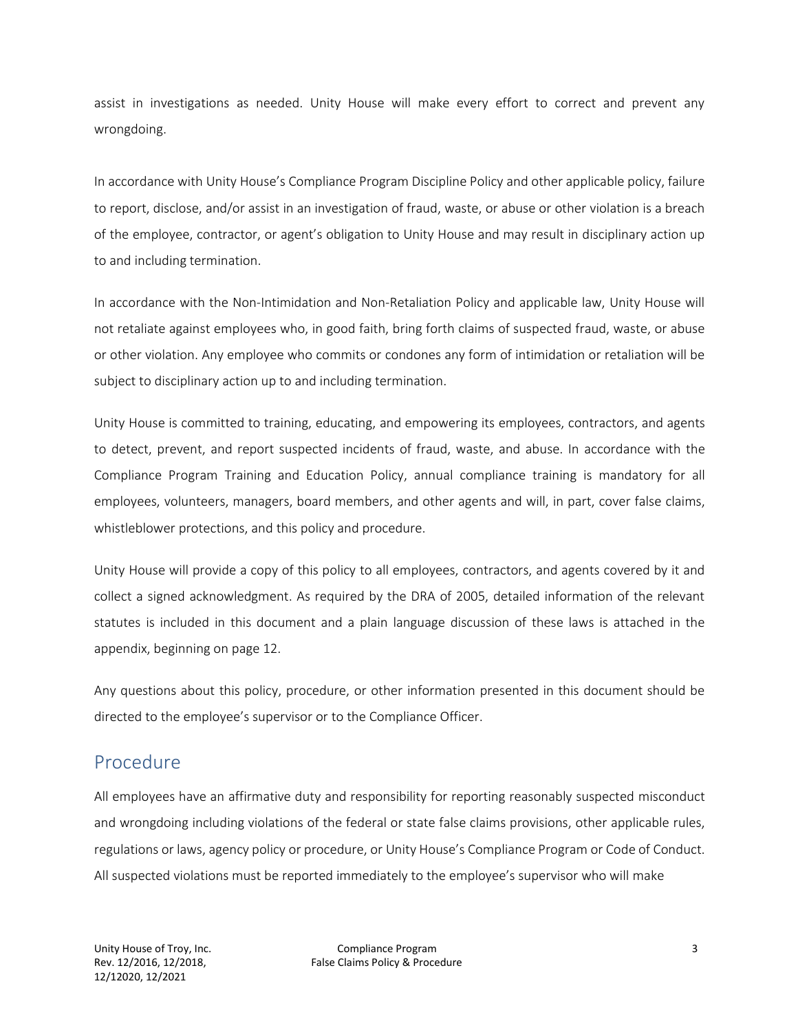assist in investigations as needed. Unity House will make every effort to correct and prevent any wrongdoing.

In accordance with Unity House's Compliance Program Discipline Policy and other applicable policy, failure to report, disclose, and/or assist in an investigation of fraud, waste, or abuse or other violation is a breach of the employee, contractor, or agent's obligation to Unity House and may result in disciplinary action up to and including termination.

In accordance with the Non-Intimidation and Non-Retaliation Policy and applicable law, Unity House will not retaliate against employees who, in good faith, bring forth claims of suspected fraud, waste, or abuse or other violation. Any employee who commits or condones any form of intimidation or retaliation will be subject to disciplinary action up to and including termination.

Unity House is committed to training, educating, and empowering its employees, contractors, and agents to detect, prevent, and report suspected incidents of fraud, waste, and abuse. In accordance with the Compliance Program Training and Education Policy, annual compliance training is mandatory for all employees, volunteers, managers, board members, and other agents and will, in part, cover false claims, whistleblower protections, and this policy and procedure.

Unity House will provide a copy of this policy to all employees, contractors, and agents covered by it and collect a signed acknowledgment. As required by the DRA of 2005, detailed information of the relevant statutes is included in this document and a plain language discussion of these laws is attached in the appendix, beginning on page 12.

Any questions about this policy, procedure, or other information presented in this document should be directed to the employee's supervisor or to the Compliance Officer.

## Procedure

All employees have an affirmative duty and responsibility for reporting reasonably suspected misconduct and wrongdoing including violations of the federal or state false claims provisions, other applicable rules, regulations or laws, agency policy or procedure, or Unity House's Compliance Program or Code of Conduct. All suspected violations must be reported immediately to the employee's supervisor who will make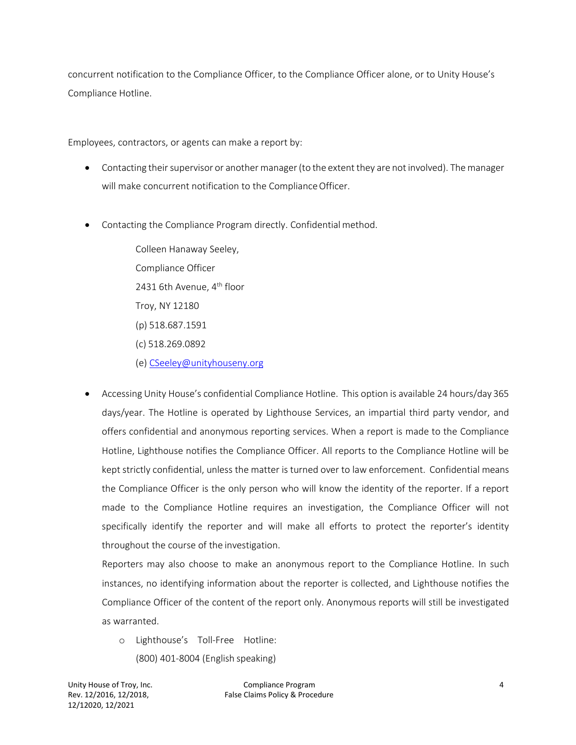concurrent notification to the Compliance Officer, to the Compliance Officer alone, or to Unity House's Compliance Hotline.

Employees, contractors, or agents can make a report by:

- Contacting their supervisor or another manager (to the extent they are not involved). The manager will make concurrent notification to the Compliance Officer.

- Contacting the Compliance Program directly. Confidential method.

  Colleen Hanaway Seeley,  
  Compliance Officer  
  2431 6th Avenue, 4th floor  
  Troy, NY 12180  
  (p) 518.687.1591  
  (c) 518.269.0892  
  (e) CSeeley@unityhouseny.org

- Accessing Unity House's confidential Compliance Hotline. This option is available 24 hours/day 365 days/year. The Hotline is operated by Lighthouse Services, an impartial third party vendor, and offers confidential and anonymous reporting services. When a report is made to the Compliance Hotline, Lighthouse notifies the Compliance Officer. All reports to the Compliance Hotline will be kept strictly confidential, unless the matter is turned over to law enforcement. Confidential means the Compliance Officer is the only person who will know the identity of the reporter. If a report made to the Compliance Hotline requires an investigation, the Compliance Officer will not specifically identify the reporter and will make all efforts to protect the reporter's identity throughout the course of the investigation.

  Reporters may also choose to make an anonymous report to the Compliance Hotline. In such instances, no identifying information about the reporter is collected, and Lighthouse notifies the Compliance Officer of the content of the report only. Anonymous reports will still be investigated as warranted.

  - Lighthouse's Toll-Free Hotline:  
    (800) 401-8004 (English speaking)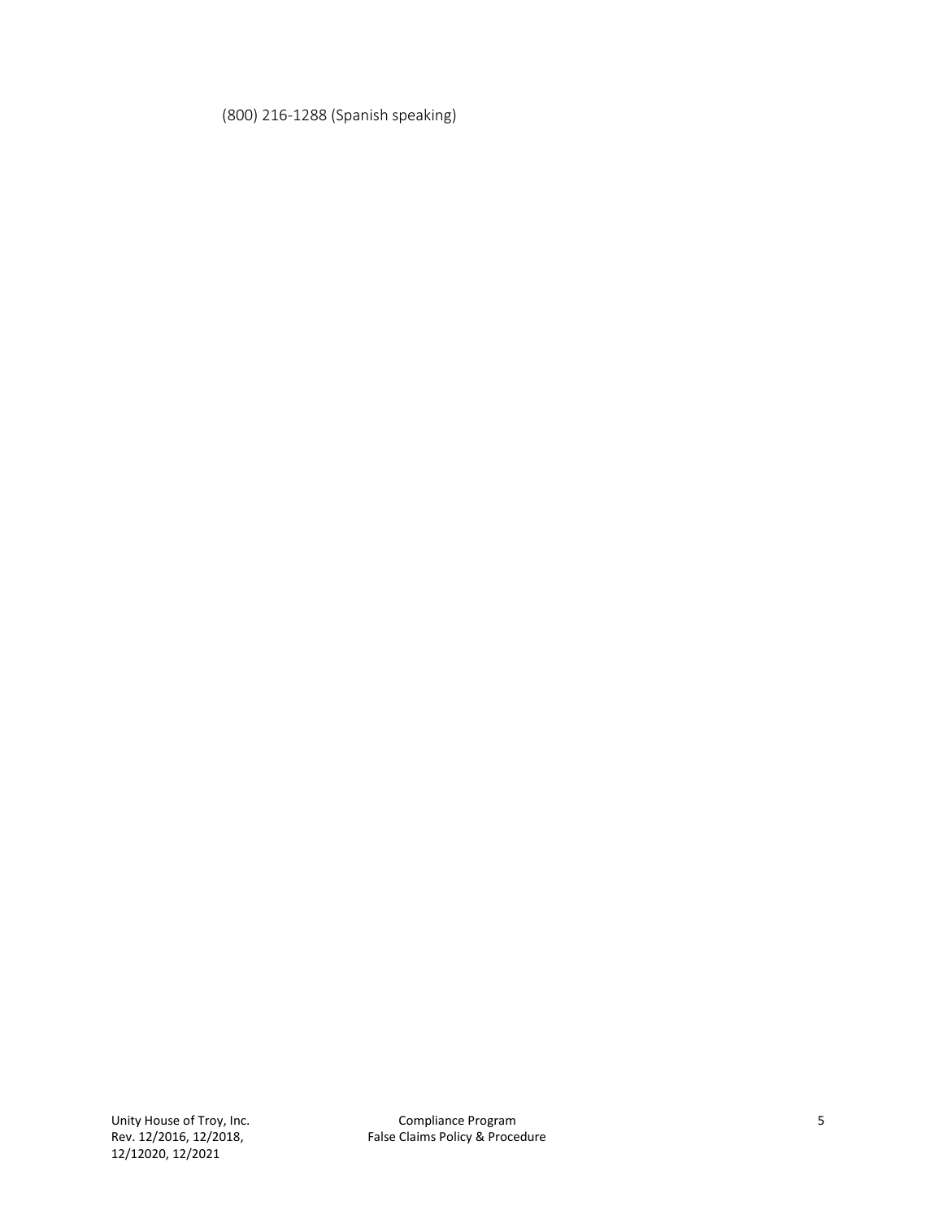(800) 216-1288 (Spanish speaking)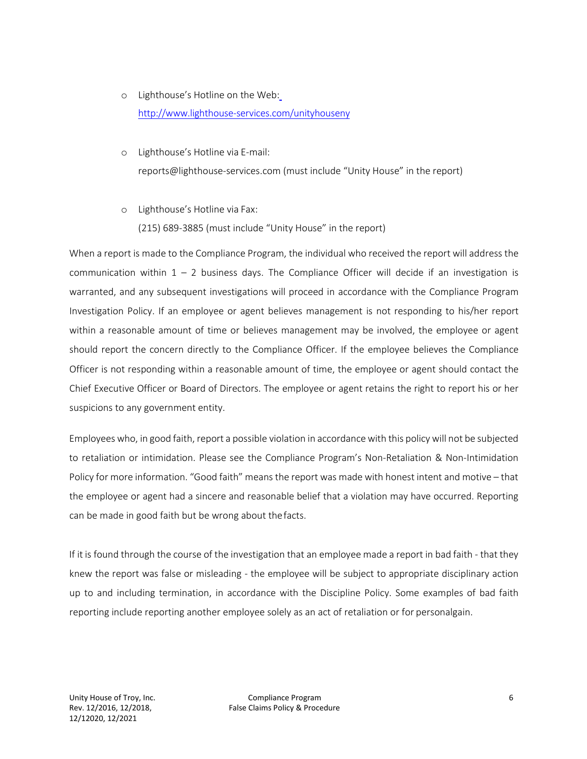- Lighthouse's Hotline on the Web: http://www.lighthouse-services.com/unityhouseny

- Lighthouse's Hotline via E-mail: reports@lighthouse-services.com (must include "Unity House" in the report)

- Lighthouse's Hotline via Fax: (215) 689-3885 (must include "Unity House" in the report)

When a report is made to the Compliance Program, the individual who received the report will address the communication within 1 – 2 business days. The Compliance Officer will decide if an investigation is warranted, and any subsequent investigations will proceed in accordance with the Compliance Program Investigation Policy. If an employee or agent believes management is not responding to his/her report within a reasonable amount of time or believes management may be involved, the employee or agent should report the concern directly to the Compliance Officer. If the employee believes the Compliance Officer is not responding within a reasonable amount of time, the employee or agent should contact the Chief Executive Officer or Board of Directors. The employee or agent retains the right to report his or her suspicions to any government entity.

Employees who, in good faith, report a possible violation in accordance with this policy will not be subjected to retaliation or intimidation. Please see the Compliance Program's Non-Retaliation & Non-Intimidation Policy for more information. "Good faith" means the report was made with honest intent and motive – that the employee or agent had a sincere and reasonable belief that a violation may have occurred. Reporting can be made in good faith but be wrong about the facts.

If it is found through the course of the investigation that an employee made a report in bad faith - that they knew the report was false or misleading - the employee will be subject to appropriate disciplinary action up to and including termination, in accordance with the Discipline Policy. Some examples of bad faith reporting include reporting another employee solely as an act of retaliation or for personalgain.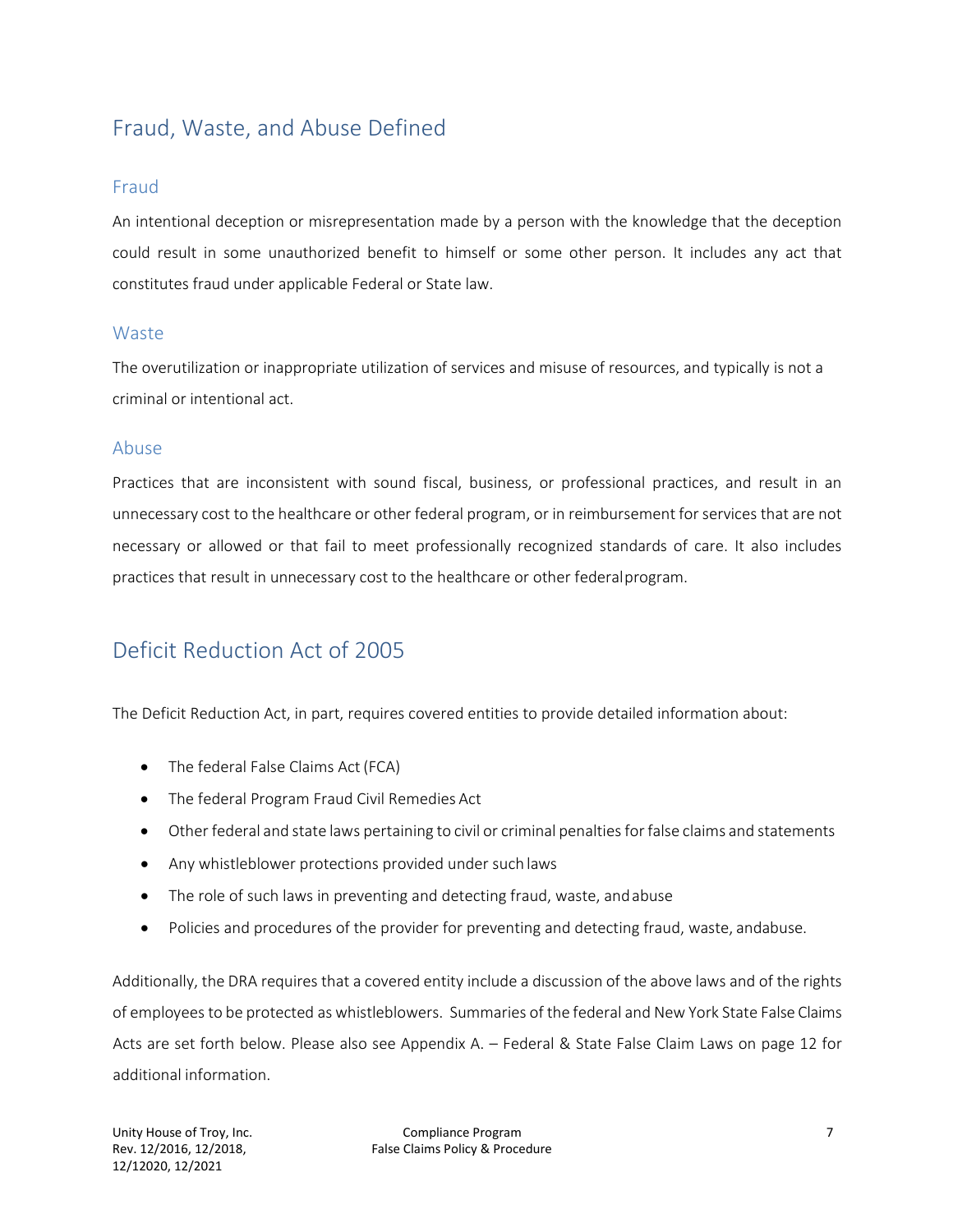## Fraud, Waste, and Abuse Defined

### Fraud

An intentional deception or misrepresentation made by a person with the knowledge that the deception could result in some unauthorized benefit to himself or some other person. It includes any act that constitutes fraud under applicable Federal or State law.

### Waste

The overutilization or inappropriate utilization of services and misuse of resources, and typically is not a criminal or intentional act.

### Abuse

Practices that are inconsistent with sound fiscal, business, or professional practices, and result in an unnecessary cost to the healthcare or other federal program, or in reimbursement for services that are not necessary or allowed or that fail to meet professionally recognized standards of care. It also includes practices that result in unnecessary cost to the healthcare or other federal program.

## Deficit Reduction Act of 2005

The Deficit Reduction Act, in part, requires covered entities to provide detailed information about:

- The federal False Claims Act (FCA)
- The federal Program Fraud Civil Remedies Act
- Other federal and state laws pertaining to civil or criminal penalties for false claims and statements
- Any whistleblower protections provided under such laws
- The role of such laws in preventing and detecting fraud, waste, and abuse
- Policies and procedures of the provider for preventing and detecting fraud, waste, and abuse.

Additionally, the DRA requires that a covered entity include a discussion of the above laws and of the rights of employees to be protected as whistleblowers. Summaries of the federal and New York State False Claims Acts are set forth below. Please also see Appendix A. – Federal & State False Claim Laws on page 12 for additional information.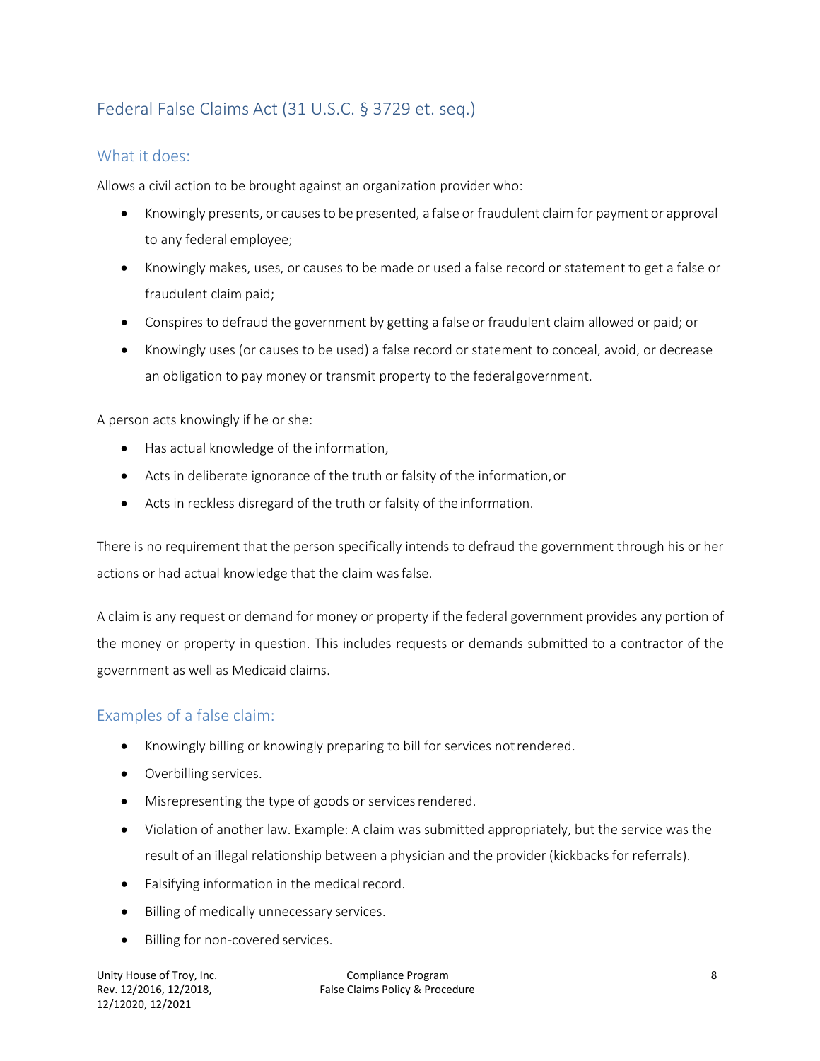## Federal False Claims Act (31 U.S.C. § 3729 et. seq.)

### What it does:

Allows a civil action to be brought against an organization provider who:

- Knowingly presents, or causes to be presented, a false or fraudulent claim for payment or approval to any federal employee;
- Knowingly makes, uses, or causes to be made or used a false record or statement to get a false or fraudulent claim paid;
- Conspires to defraud the government by getting a false or fraudulent claim allowed or paid; or
- Knowingly uses (or causes to be used) a false record or statement to conceal, avoid, or decrease an obligation to pay money or transmit property to the federal government.

A person acts knowingly if he or she:

- Has actual knowledge of the information,
- Acts in deliberate ignorance of the truth or falsity of the information, or
- Acts in reckless disregard of the truth or falsity of the information.

There is no requirement that the person specifically intends to defraud the government through his or her actions or had actual knowledge that the claim was false.

A claim is any request or demand for money or property if the federal government provides any portion of the money or property in question. This includes requests or demands submitted to a contractor of the government as well as Medicaid claims.

### Examples of a false claim:

- Knowingly billing or knowingly preparing to bill for services not rendered.
- Overbilling services.
- Misrepresenting the type of goods or services rendered.
- Violation of another law. Example: A claim was submitted appropriately, but the service was the result of an illegal relationship between a physician and the provider (kickbacks for referrals).
- Falsifying information in the medical record.
- Billing of medically unnecessary services.
- Billing for non-covered services.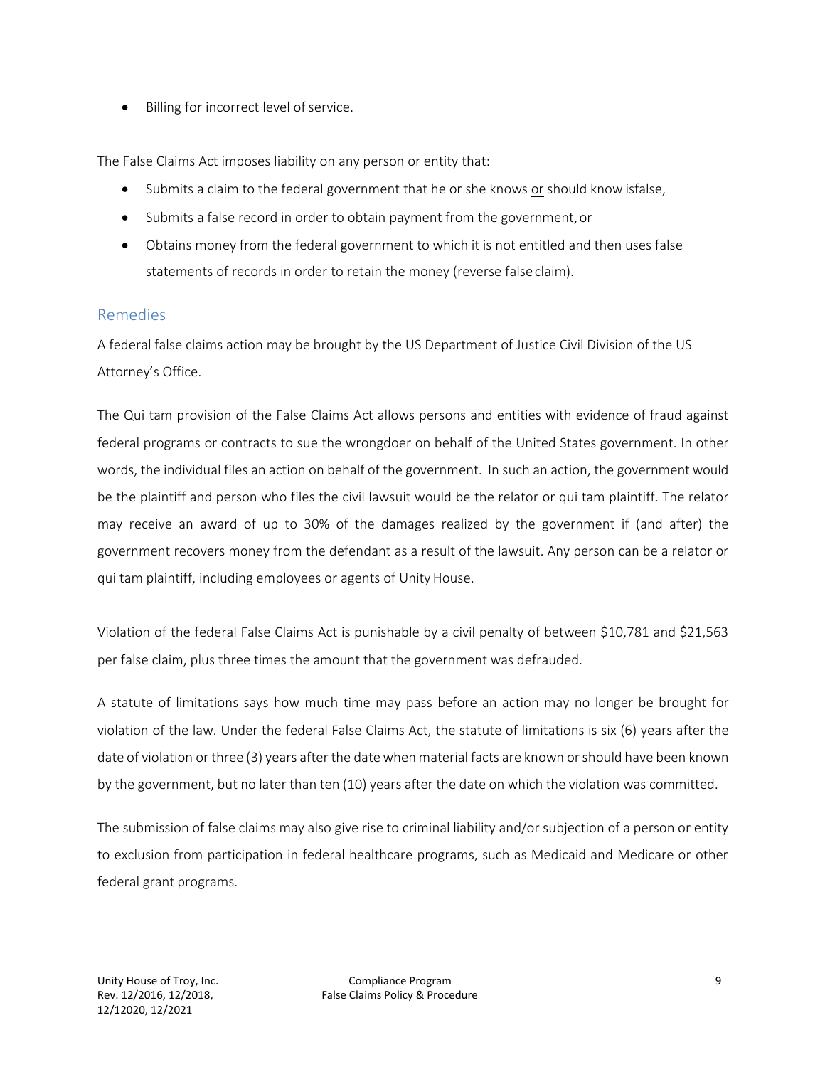- Billing for incorrect level of service.

The False Claims Act imposes liability on any person or entity that:

- Submits a claim to the federal government that he or she knows or should know isfalse,
- Submits a false record in order to obtain payment from the government, or
- Obtains money from the federal government to which it is not entitled and then uses false statements of records in order to retain the money (reverse false claim).

## Remedies

A federal false claims action may be brought by the US Department of Justice Civil Division of the US Attorney's Office.

The Qui tam provision of the False Claims Act allows persons and entities with evidence of fraud against federal programs or contracts to sue the wrongdoer on behalf of the United States government. In other words, the individual files an action on behalf of the government. In such an action, the government would be the plaintiff and person who files the civil lawsuit would be the relator or qui tam plaintiff. The relator may receive an award of up to 30% of the damages realized by the government if (and after) the government recovers money from the defendant as a result of the lawsuit. Any person can be a relator or qui tam plaintiff, including employees or agents of Unity House.

Violation of the federal False Claims Act is punishable by a civil penalty of between $10,781 and $21,563 per false claim, plus three times the amount that the government was defrauded.

A statute of limitations says how much time may pass before an action may no longer be brought for violation of the law. Under the federal False Claims Act, the statute of limitations is six (6) years after the date of violation or three (3) years after the date when material facts are known or should have been known by the government, but no later than ten (10) years after the date on which the violation was committed.

The submission of false claims may also give rise to criminal liability and/or subjection of a person or entity to exclusion from participation in federal healthcare programs, such as Medicaid and Medicare or other federal grant programs.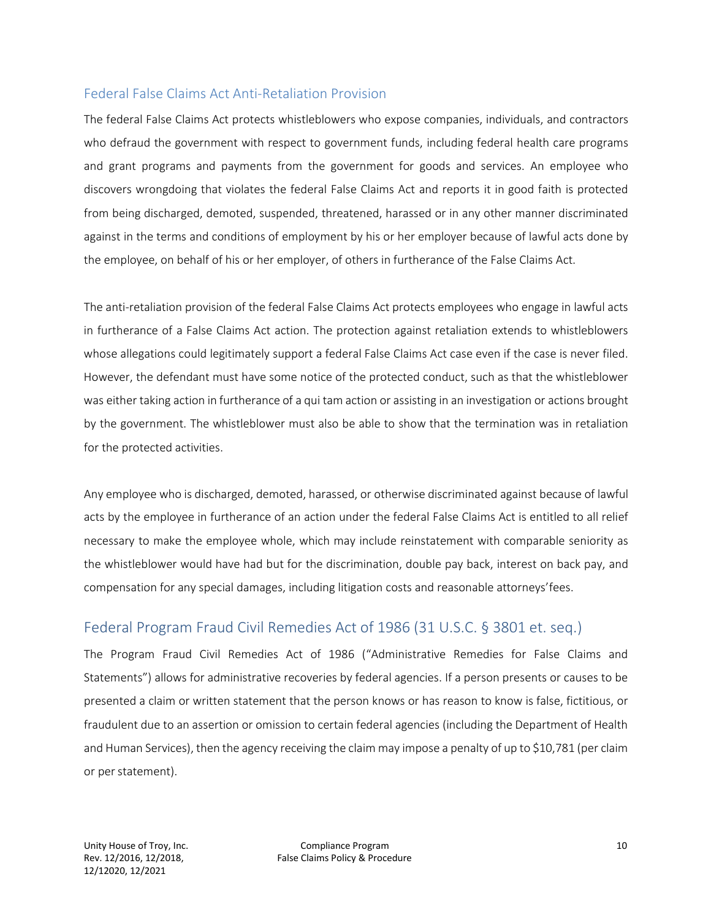## Federal False Claims Act Anti-Retaliation Provision

The federal False Claims Act protects whistleblowers who expose companies, individuals, and contractors who defraud the government with respect to government funds, including federal health care programs and grant programs and payments from the government for goods and services. An employee who discovers wrongdoing that violates the federal False Claims Act and reports it in good faith is protected from being discharged, demoted, suspended, threatened, harassed or in any other manner discriminated against in the terms and conditions of employment by his or her employer because of lawful acts done by the employee, on behalf of his or her employer, of others in furtherance of the False Claims Act.

The anti-retaliation provision of the federal False Claims Act protects employees who engage in lawful acts in furtherance of a False Claims Act action. The protection against retaliation extends to whistleblowers whose allegations could legitimately support a federal False Claims Act case even if the case is never filed. However, the defendant must have some notice of the protected conduct, such as that the whistleblower was either taking action in furtherance of a qui tam action or assisting in an investigation or actions brought by the government. The whistleblower must also be able to show that the termination was in retaliation for the protected activities.

Any employee who is discharged, demoted, harassed, or otherwise discriminated against because of lawful acts by the employee in furtherance of an action under the federal False Claims Act is entitled to all relief necessary to make the employee whole, which may include reinstatement with comparable seniority as the whistleblower would have had but for the discrimination, double pay back, interest on back pay, and compensation for any special damages, including litigation costs and reasonable attorneys' fees.

## Federal Program Fraud Civil Remedies Act of 1986 (31 U.S.C. § 3801 et. seq.)

The Program Fraud Civil Remedies Act of 1986 ("Administrative Remedies for False Claims and Statements") allows for administrative recoveries by federal agencies. If a person presents or causes to be presented a claim or written statement that the person knows or has reason to know is false, fictitious, or fraudulent due to an assertion or omission to certain federal agencies (including the Department of Health and Human Services), then the agency receiving the claim may impose a penalty of up to $10,781 (per claim or per statement).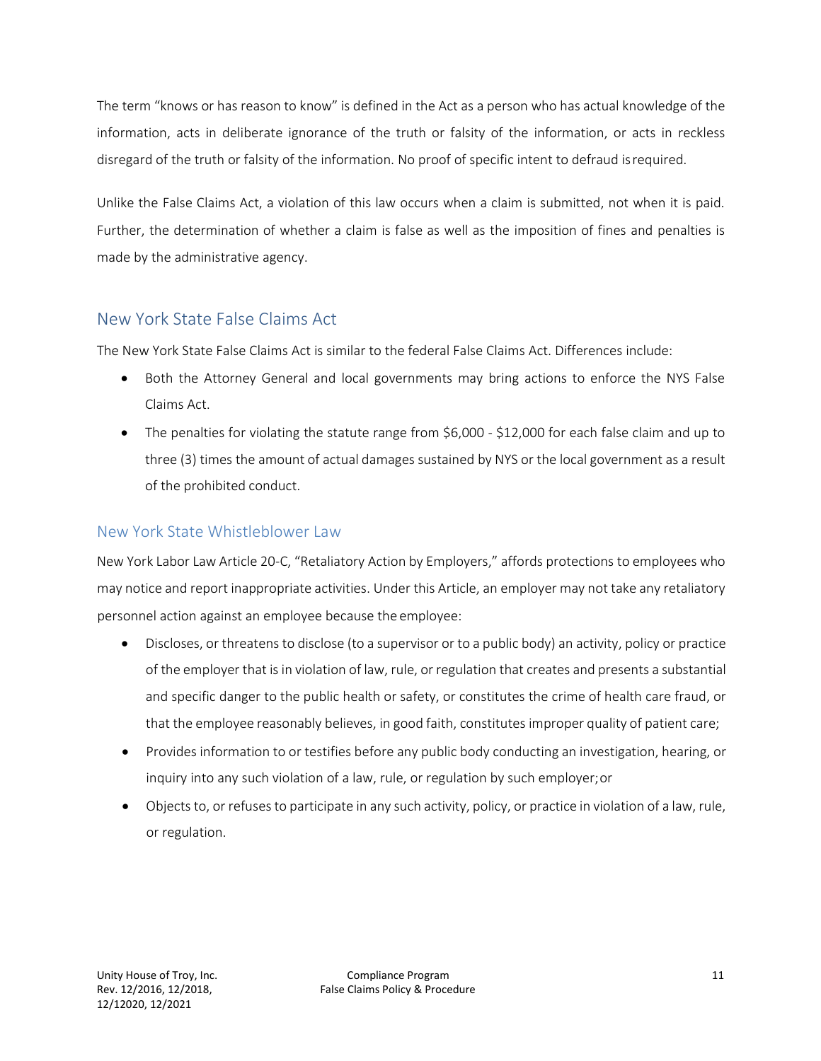The term "knows or has reason to know" is defined in the Act as a person who has actual knowledge of the information, acts in deliberate ignorance of the truth or falsity of the information, or acts in reckless disregard of the truth or falsity of the information. No proof of specific intent to defraud is required.

Unlike the False Claims Act, a violation of this law occurs when a claim is submitted, not when it is paid. Further, the determination of whether a claim is false as well as the imposition of fines and penalties is made by the administrative agency.

## New York State False Claims Act

The New York State False Claims Act is similar to the federal False Claims Act. Differences include:

- Both the Attorney General and local governments may bring actions to enforce the NYS False Claims Act.
- The penalties for violating the statute range from $6,000 - $12,000 for each false claim and up to three (3) times the amount of actual damages sustained by NYS or the local government as a result of the prohibited conduct.

### New York State Whistleblower Law

New York Labor Law Article 20-C, "Retaliatory Action by Employers," affords protections to employees who may notice and report inappropriate activities. Under this Article, an employer may not take any retaliatory personnel action against an employee because the employee:

- Discloses, or threatens to disclose (to a supervisor or to a public body) an activity, policy or practice of the employer that is in violation of law, rule, or regulation that creates and presents a substantial and specific danger to the public health or safety, or constitutes the crime of health care fraud, or that the employee reasonably believes, in good faith, constitutes improper quality of patient care;
- Provides information to or testifies before any public body conducting an investigation, hearing, or inquiry into any such violation of a law, rule, or regulation by such employer; or
- Objects to, or refuses to participate in any such activity, policy, or practice in violation of a law, rule, or regulation.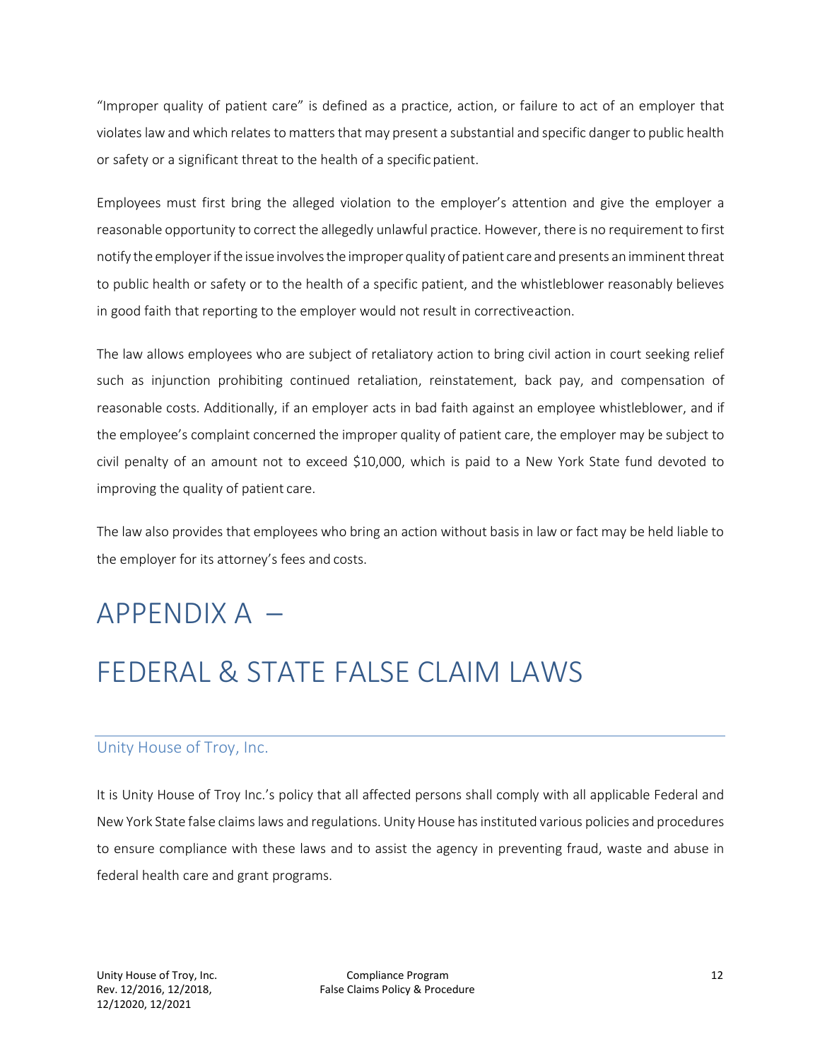"Improper quality of patient care" is defined as a practice, action, or failure to act of an employer that violates law and which relates to matters that may present a substantial and specific danger to public health or safety or a significant threat to the health of a specific patient.

Employees must first bring the alleged violation to the employer's attention and give the employer a reasonable opportunity to correct the allegedly unlawful practice. However, there is no requirement to first notify the employer if the issue involves the improper quality of patient care and presents an imminent threat to public health or safety or to the health of a specific patient, and the whistleblower reasonably believes in good faith that reporting to the employer would not result in corrective action.

The law allows employees who are subject of retaliatory action to bring civil action in court seeking relief such as injunction prohibiting continued retaliation, reinstatement, back pay, and compensation of reasonable costs. Additionally, if an employer acts in bad faith against an employee whistleblower, and if the employee's complaint concerned the improper quality of patient care, the employer may be subject to civil penalty of an amount not to exceed $10,000, which is paid to a New York State fund devoted to improving the quality of patient care.

The law also provides that employees who bring an action without basis in law or fact may be held liable to the employer for its attorney's fees and costs.

# APPENDIX A –

# FEDERAL & STATE FALSE CLAIM LAWS

## Unity House of Troy, Inc.

It is Unity House of Troy Inc.'s policy that all affected persons shall comply with all applicable Federal and New York State false claims laws and regulations. Unity House has instituted various policies and procedures to ensure compliance with these laws and to assist the agency in preventing fraud, waste and abuse in federal health care and grant programs.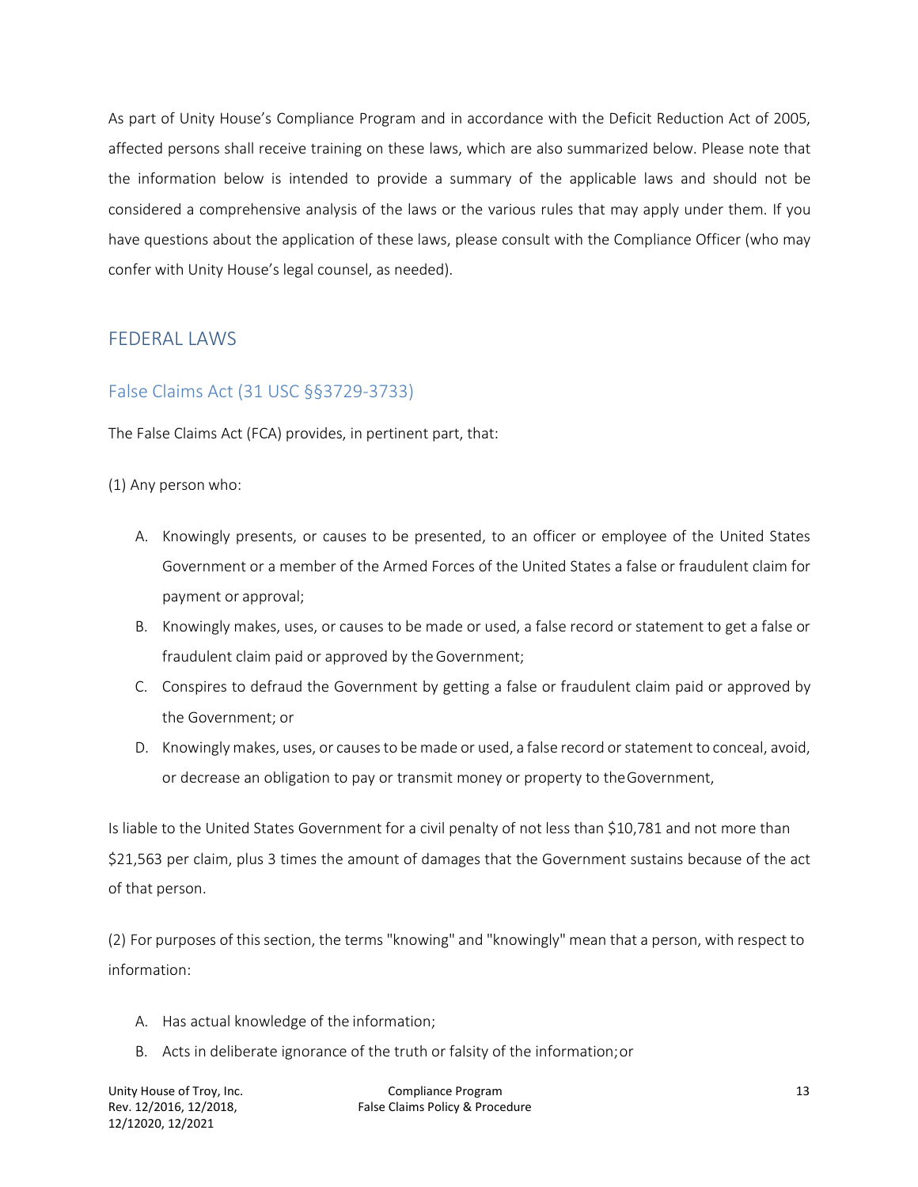As part of Unity House's Compliance Program and in accordance with the Deficit Reduction Act of 2005, affected persons shall receive training on these laws, which are also summarized below. Please note that the information below is intended to provide a summary of the applicable laws and should not be considered a comprehensive analysis of the laws or the various rules that may apply under them. If you have questions about the application of these laws, please consult with the Compliance Officer (who may confer with Unity House's legal counsel, as needed).

## FEDERAL LAWS

### False Claims Act (31 USC §§3729-3733)

The False Claims Act (FCA) provides, in pertinent part, that:

(1) Any person who:

A. Knowingly presents, or causes to be presented, to an officer or employee of the United States Government or a member of the Armed Forces of the United States a false or fraudulent claim for payment or approval;
B. Knowingly makes, uses, or causes to be made or used, a false record or statement to get a false or fraudulent claim paid or approved by the Government;
C. Conspires to defraud the Government by getting a false or fraudulent claim paid or approved by the Government; or
D. Knowingly makes, uses, or causes to be made or used, a false record or statement to conceal, avoid, or decrease an obligation to pay or transmit money or property to the Government,

Is liable to the United States Government for a civil penalty of not less than $10,781 and not more than $21,563 per claim, plus 3 times the amount of damages that the Government sustains because of the act of that person.

(2) For purposes of this section, the terms "knowing" and "knowingly" mean that a person, with respect to information:

A. Has actual knowledge of the information;
B. Acts in deliberate ignorance of the truth or falsity of the information; or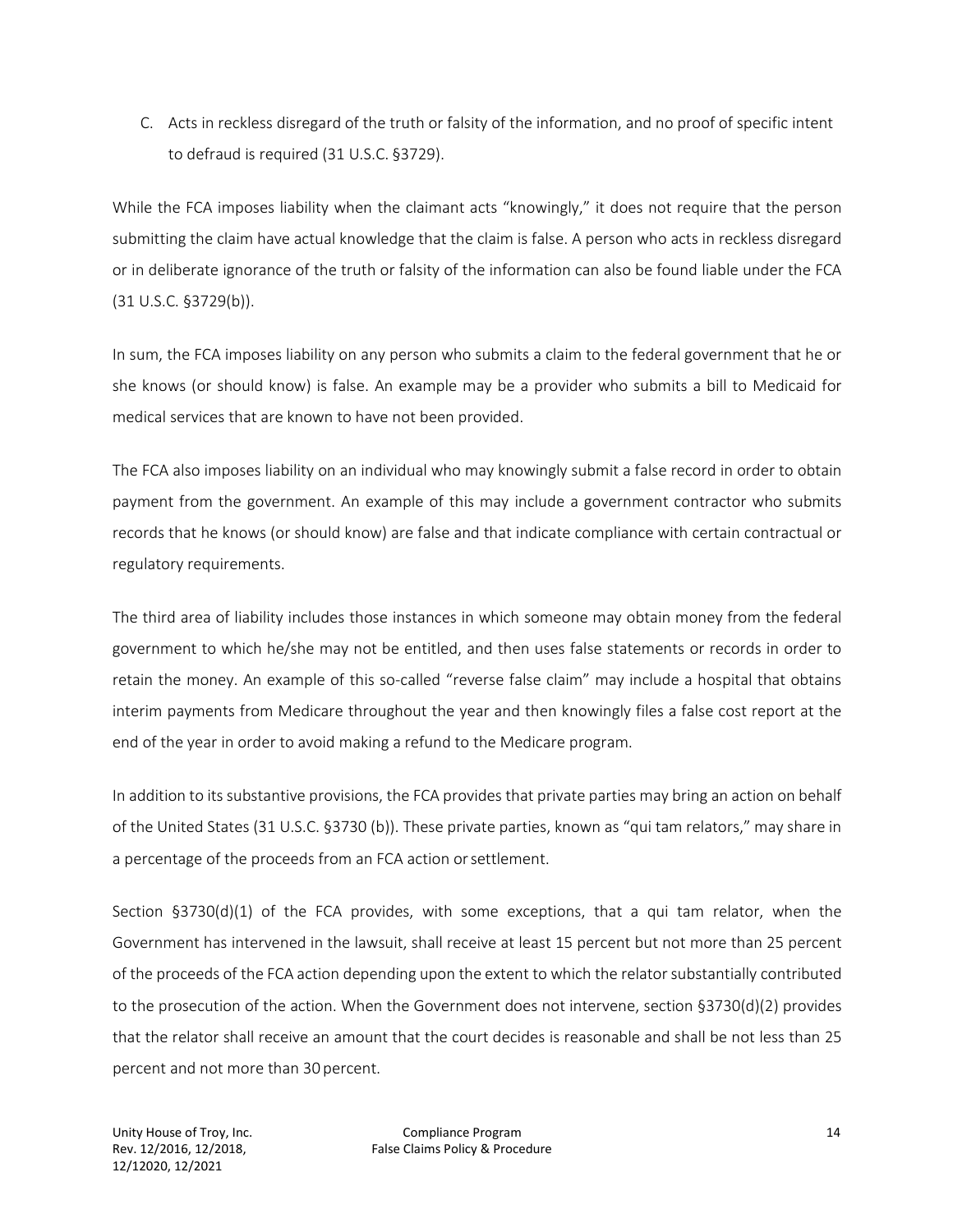C. Acts in reckless disregard of the truth or falsity of the information, and no proof of specific intent to defraud is required (31 U.S.C. §3729).

While the FCA imposes liability when the claimant acts "knowingly," it does not require that the person submitting the claim have actual knowledge that the claim is false. A person who acts in reckless disregard or in deliberate ignorance of the truth or falsity of the information can also be found liable under the FCA (31 U.S.C. §3729(b)).

In sum, the FCA imposes liability on any person who submits a claim to the federal government that he or she knows (or should know) is false. An example may be a provider who submits a bill to Medicaid for medical services that are known to have not been provided.

The FCA also imposes liability on an individual who may knowingly submit a false record in order to obtain payment from the government. An example of this may include a government contractor who submits records that he knows (or should know) are false and that indicate compliance with certain contractual or regulatory requirements.

The third area of liability includes those instances in which someone may obtain money from the federal government to which he/she may not be entitled, and then uses false statements or records in order to retain the money. An example of this so-called "reverse false claim" may include a hospital that obtains interim payments from Medicare throughout the year and then knowingly files a false cost report at the end of the year in order to avoid making a refund to the Medicare program.

In addition to its substantive provisions, the FCA provides that private parties may bring an action on behalf of the United States (31 U.S.C. §3730 (b)). These private parties, known as "qui tam relators," may share in a percentage of the proceeds from an FCA action or settlement.

Section §3730(d)(1) of the FCA provides, with some exceptions, that a qui tam relator, when the Government has intervened in the lawsuit, shall receive at least 15 percent but not more than 25 percent of the proceeds of the FCA action depending upon the extent to which the relator substantially contributed to the prosecution of the action. When the Government does not intervene, section §3730(d)(2) provides that the relator shall receive an amount that the court decides is reasonable and shall be not less than 25 percent and not more than 30 percent.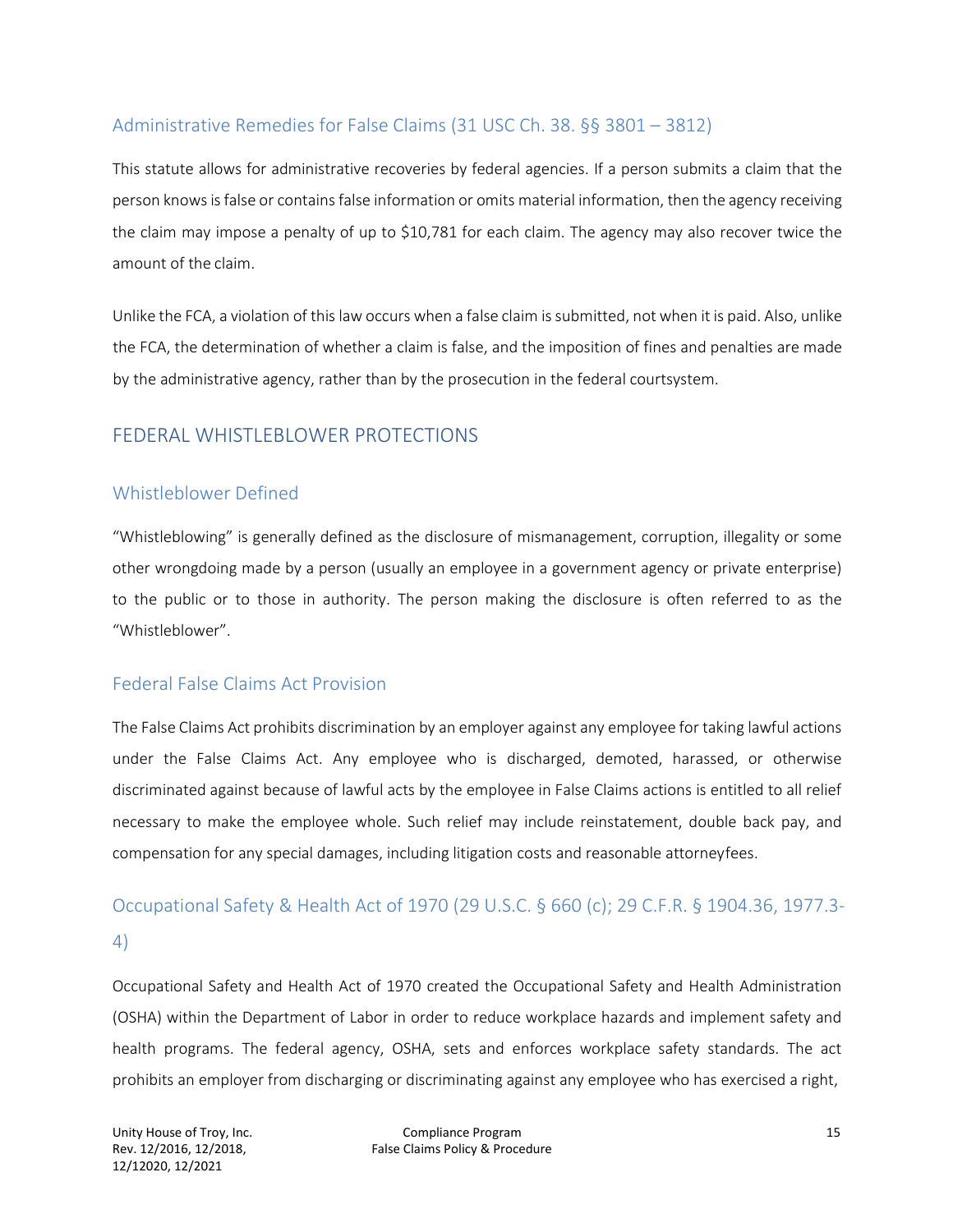### Administrative Remedies for False Claims (31 USC Ch. 38. §§ 3801 – 3812)

This statute allows for administrative recoveries by federal agencies. If a person submits a claim that the person knows is false or contains false information or omits material information, then the agency receiving the claim may impose a penalty of up to $10,781 for each claim. The agency may also recover twice the amount of the claim.

Unlike the FCA, a violation of this law occurs when a false claim is submitted, not when it is paid. Also, unlike the FCA, the determination of whether a claim is false, and the imposition of fines and penalties are made by the administrative agency, rather than by the prosecution in the federal courtsystem.

## FEDERAL WHISTLEBLOWER PROTECTIONS

### Whistleblower Defined

"Whistleblowing" is generally defined as the disclosure of mismanagement, corruption, illegality or some other wrongdoing made by a person (usually an employee in a government agency or private enterprise) to the public or to those in authority. The person making the disclosure is often referred to as the "Whistleblower".

### Federal False Claims Act Provision

The False Claims Act prohibits discrimination by an employer against any employee for taking lawful actions under the False Claims Act. Any employee who is discharged, demoted, harassed, or otherwise discriminated against because of lawful acts by the employee in False Claims actions is entitled to all relief necessary to make the employee whole. Such relief may include reinstatement, double back pay, and compensation for any special damages, including litigation costs and reasonable attorneyfees.

### Occupational Safety & Health Act of 1970 (29 U.S.C. § 660 (c); 29 C.F.R. § 1904.36, 1977.3-4)

Occupational Safety and Health Act of 1970 created the Occupational Safety and Health Administration (OSHA) within the Department of Labor in order to reduce workplace hazards and implement safety and health programs. The federal agency, OSHA, sets and enforces workplace safety standards. The act prohibits an employer from discharging or discriminating against any employee who has exercised a right,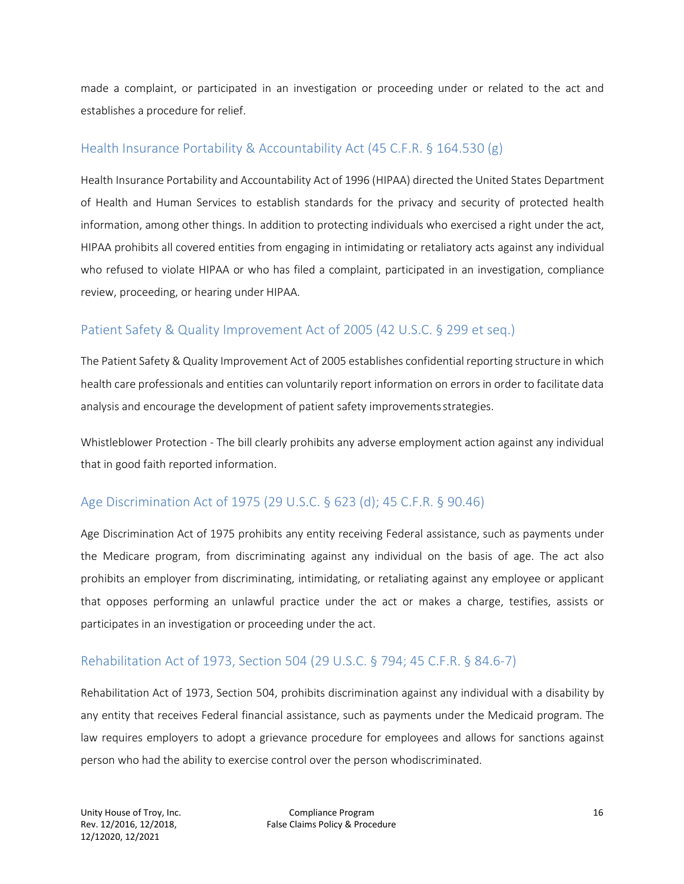made a complaint, or participated in an investigation or proceeding under or related to the act and establishes a procedure for relief.

## Health Insurance Portability & Accountability Act (45 C.F.R. § 164.530 (g)

Health Insurance Portability and Accountability Act of 1996 (HIPAA) directed the United States Department of Health and Human Services to establish standards for the privacy and security of protected health information, among other things. In addition to protecting individuals who exercised a right under the act, HIPAA prohibits all covered entities from engaging in intimidating or retaliatory acts against any individual who refused to violate HIPAA or who has filed a complaint, participated in an investigation, compliance review, proceeding, or hearing under HIPAA.

## Patient Safety & Quality Improvement Act of 2005 (42 U.S.C. § 299 et seq.)

The Patient Safety & Quality Improvement Act of 2005 establishes confidential reporting structure in which health care professionals and entities can voluntarily report information on errors in order to facilitate data analysis and encourage the development of patient safety improvements strategies.

Whistleblower Protection - The bill clearly prohibits any adverse employment action against any individual that in good faith reported information.

## Age Discrimination Act of 1975 (29 U.S.C. § 623 (d); 45 C.F.R. § 90.46)

Age Discrimination Act of 1975 prohibits any entity receiving Federal assistance, such as payments under the Medicare program, from discriminating against any individual on the basis of age. The act also prohibits an employer from discriminating, intimidating, or retaliating against any employee or applicant that opposes performing an unlawful practice under the act or makes a charge, testifies, assists or participates in an investigation or proceeding under the act.

## Rehabilitation Act of 1973, Section 504 (29 U.S.C. § 794; 45 C.F.R. § 84.6-7)

Rehabilitation Act of 1973, Section 504, prohibits discrimination against any individual with a disability by any entity that receives Federal financial assistance, such as payments under the Medicaid program. The law requires employers to adopt a grievance procedure for employees and allows for sanctions against person who had the ability to exercise control over the person whodiscriminated.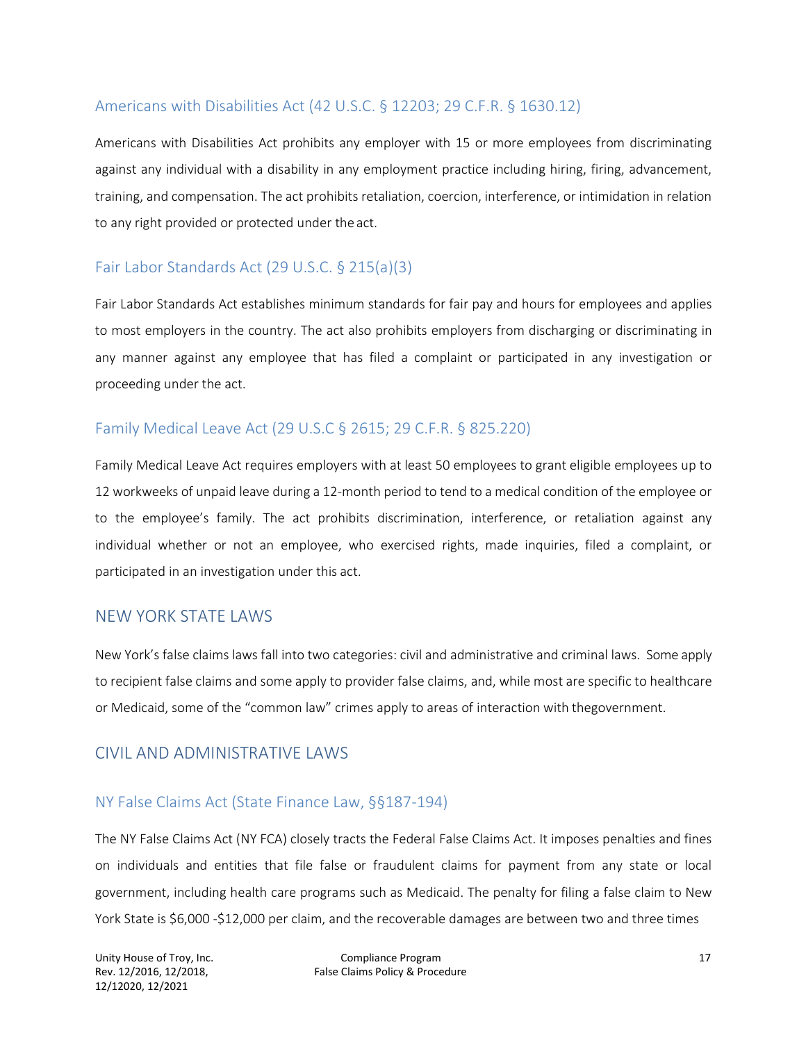### Americans with Disabilities Act (42 U.S.C. § 12203; 29 C.F.R. § 1630.12)

Americans with Disabilities Act prohibits any employer with 15 or more employees from discriminating against any individual with a disability in any employment practice including hiring, firing, advancement, training, and compensation. The act prohibits retaliation, coercion, interference, or intimidation in relation to any right provided or protected under the act.

### Fair Labor Standards Act (29 U.S.C. § 215(a)(3)

Fair Labor Standards Act establishes minimum standards for fair pay and hours for employees and applies to most employers in the country. The act also prohibits employers from discharging or discriminating in any manner against any employee that has filed a complaint or participated in any investigation or proceeding under the act.

### Family Medical Leave Act (29 U.S.C § 2615; 29 C.F.R. § 825.220)

Family Medical Leave Act requires employers with at least 50 employees to grant eligible employees up to 12 workweeks of unpaid leave during a 12-month period to tend to a medical condition of the employee or to the employee's family. The act prohibits discrimination, interference, or retaliation against any individual whether or not an employee, who exercised rights, made inquiries, filed a complaint, or participated in an investigation under this act.

## NEW YORK STATE LAWS

New York's false claims laws fall into two categories: civil and administrative and criminal laws. Some apply to recipient false claims and some apply to provider false claims, and, while most are specific to healthcare or Medicaid, some of the "common law" crimes apply to areas of interaction with thegovernment.

## CIVIL AND ADMINISTRATIVE LAWS

### NY False Claims Act (State Finance Law, §§187-194)

The NY False Claims Act (NY FCA) closely tracts the Federal False Claims Act. It imposes penalties and fines on individuals and entities that file false or fraudulent claims for payment from any state or local government, including health care programs such as Medicaid. The penalty for filing a false claim to New York State is $6,000 -$12,000 per claim, and the recoverable damages are between two and three times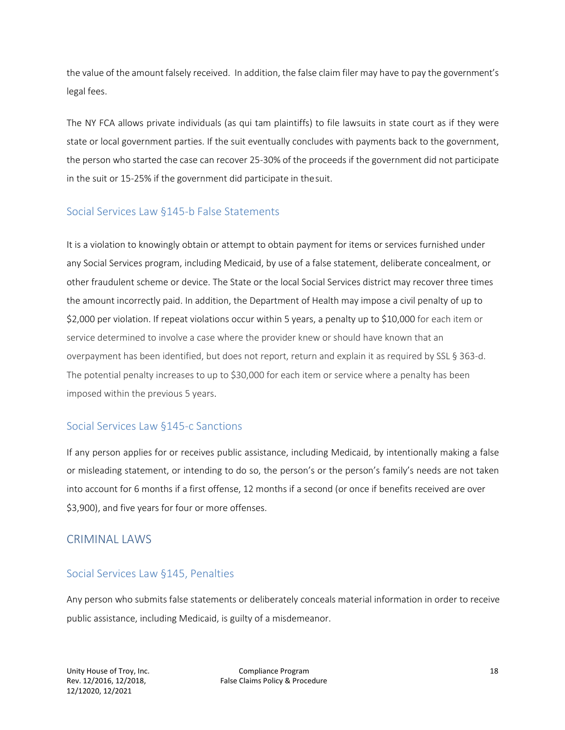the value of the amount falsely received. In addition, the false claim filer may have to pay the government's legal fees.

The NY FCA allows private individuals (as qui tam plaintiffs) to file lawsuits in state court as if they were state or local government parties. If the suit eventually concludes with payments back to the government, the person who started the case can recover 25-30% of the proceeds if the government did not participate in the suit or 15-25% if the government did participate in the suit.

### Social Services Law §145-b False Statements

It is a violation to knowingly obtain or attempt to obtain payment for items or services furnished under any Social Services program, including Medicaid, by use of a false statement, deliberate concealment, or other fraudulent scheme or device. The State or the local Social Services district may recover three times the amount incorrectly paid. In addition, the Department of Health may impose a civil penalty of up to $2,000 per violation. If repeat violations occur within 5 years, a penalty up to $10,000 for each item or service determined to involve a case where the provider knew or should have known that an overpayment has been identified, but does not report, return and explain it as required by SSL § 363-d. The potential penalty increases to up to $30,000 for each item or service where a penalty has been imposed within the previous 5 years.

### Social Services Law §145-c Sanctions

If any person applies for or receives public assistance, including Medicaid, by intentionally making a false or misleading statement, or intending to do so, the person's or the person's family's needs are not taken into account for 6 months if a first offense, 12 months if a second (or once if benefits received are over $3,900), and five years for four or more offenses.

## CRIMINAL LAWS

### Social Services Law §145, Penalties

Any person who submits false statements or deliberately conceals material information in order to receive public assistance, including Medicaid, is guilty of a misdemeanor.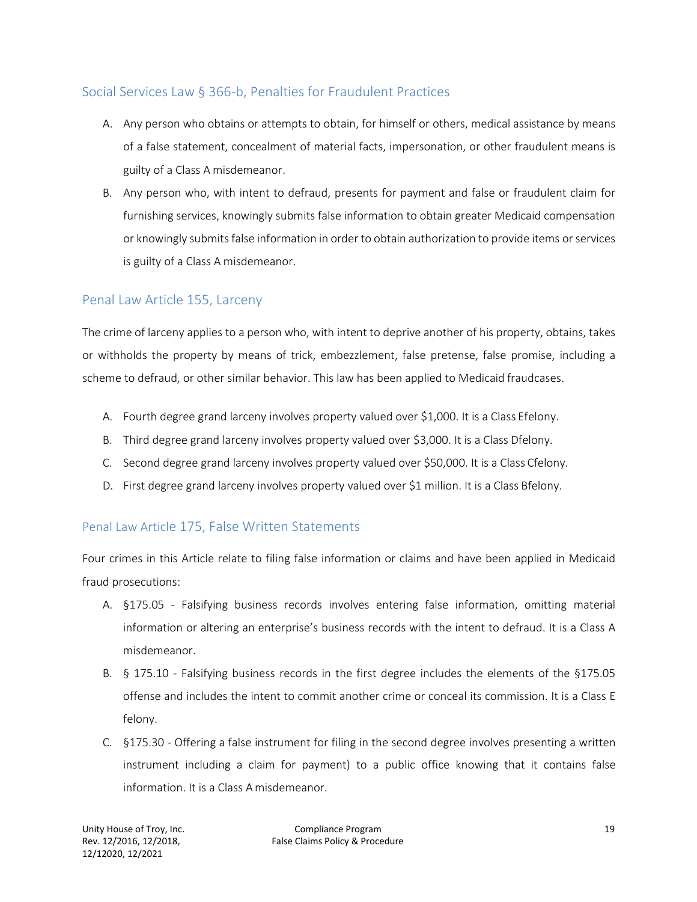## Social Services Law § 366-b, Penalties for Fraudulent Practices

A. Any person who obtains or attempts to obtain, for himself or others, medical assistance by means of a false statement, concealment of material facts, impersonation, or other fraudulent means is guilty of a Class A misdemeanor.

B. Any person who, with intent to defraud, presents for payment and false or fraudulent claim for furnishing services, knowingly submits false information to obtain greater Medicaid compensation or knowingly submits false information in order to obtain authorization to provide items or services is guilty of a Class A misdemeanor.

## Penal Law Article 155, Larceny

The crime of larceny applies to a person who, with intent to deprive another of his property, obtains, takes or withholds the property by means of trick, embezzlement, false pretense, false promise, including a scheme to defraud, or other similar behavior. This law has been applied to Medicaid fraudcases.

A. Fourth degree grand larceny involves property valued over $1,000. It is a Class Efelony.

B. Third degree grand larceny involves property valued over $3,000. It is a Class Dfelony.

C. Second degree grand larceny involves property valued over $50,000. It is a Class Cfelony.

D. First degree grand larceny involves property valued over $1 million. It is a Class Bfelony.

## Penal Law Article 175, False Written Statements

Four crimes in this Article relate to filing false information or claims and have been applied in Medicaid fraud prosecutions:

A. §175.05 - Falsifying business records involves entering false information, omitting material information or altering an enterprise's business records with the intent to defraud. It is a Class A misdemeanor.

B. § 175.10 - Falsifying business records in the first degree includes the elements of the §175.05 offense and includes the intent to commit another crime or conceal its commission. It is a Class E felony.

C. §175.30 - Offering a false instrument for filing in the second degree involves presenting a written instrument including a claim for payment) to a public office knowing that it contains false information. It is a Class A misdemeanor.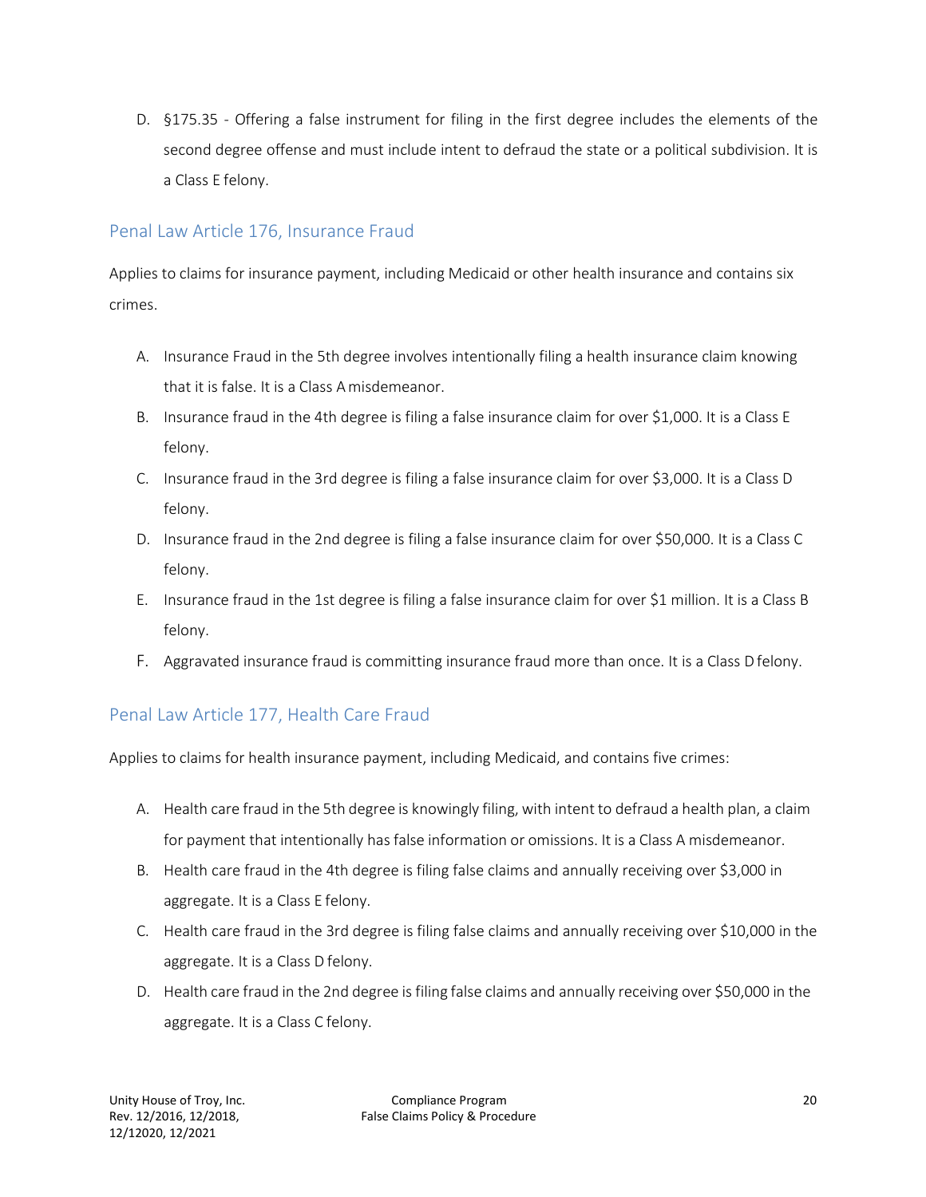D. §175.35 - Offering a false instrument for filing in the first degree includes the elements of the second degree offense and must include intent to defraud the state or a political subdivision. It is a Class E felony.

## Penal Law Article 176, Insurance Fraud

Applies to claims for insurance payment, including Medicaid or other health insurance and contains six crimes.

A. Insurance Fraud in the 5th degree involves intentionally filing a health insurance claim knowing that it is false. It is a Class A misdemeanor.
B. Insurance fraud in the 4th degree is filing a false insurance claim for over $1,000. It is a Class E felony.
C. Insurance fraud in the 3rd degree is filing a false insurance claim for over $3,000. It is a Class D felony.
D. Insurance fraud in the 2nd degree is filing a false insurance claim for over $50,000. It is a Class C felony.
E. Insurance fraud in the 1st degree is filing a false insurance claim for over $1 million. It is a Class B felony.
F. Aggravated insurance fraud is committing insurance fraud more than once. It is a Class D felony.

## Penal Law Article 177, Health Care Fraud

Applies to claims for health insurance payment, including Medicaid, and contains five crimes:

A. Health care fraud in the 5th degree is knowingly filing, with intent to defraud a health plan, a claim for payment that intentionally has false information or omissions. It is a Class A misdemeanor.
B. Health care fraud in the 4th degree is filing false claims and annually receiving over $3,000 in aggregate. It is a Class E felony.
C. Health care fraud in the 3rd degree is filing false claims and annually receiving over $10,000 in the aggregate. It is a Class D felony.
D. Health care fraud in the 2nd degree is filing false claims and annually receiving over $50,000 in the aggregate. It is a Class C felony.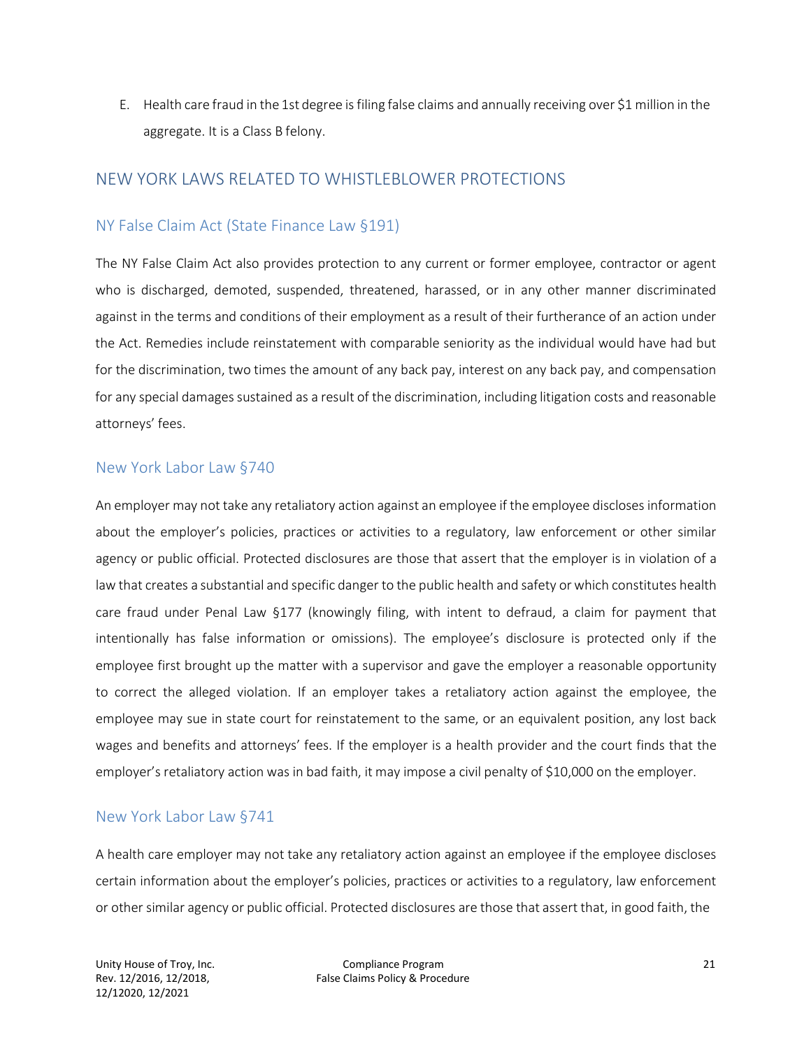E. Health care fraud in the 1st degree is filing false claims and annually receiving over $1 million in the aggregate. It is a Class B felony.

## NEW YORK LAWS RELATED TO WHISTLEBLOWER PROTECTIONS

### NY False Claim Act (State Finance Law §191)

The NY False Claim Act also provides protection to any current or former employee, contractor or agent who is discharged, demoted, suspended, threatened, harassed, or in any other manner discriminated against in the terms and conditions of their employment as a result of their furtherance of an action under the Act. Remedies include reinstatement with comparable seniority as the individual would have had but for the discrimination, two times the amount of any back pay, interest on any back pay, and compensation for any special damages sustained as a result of the discrimination, including litigation costs and reasonable attorneys' fees.

### New York Labor Law §740

An employer may not take any retaliatory action against an employee if the employee discloses information about the employer's policies, practices or activities to a regulatory, law enforcement or other similar agency or public official. Protected disclosures are those that assert that the employer is in violation of a law that creates a substantial and specific danger to the public health and safety or which constitutes health care fraud under Penal Law §177 (knowingly filing, with intent to defraud, a claim for payment that intentionally has false information or omissions). The employee's disclosure is protected only if the employee first brought up the matter with a supervisor and gave the employer a reasonable opportunity to correct the alleged violation. If an employer takes a retaliatory action against the employee, the employee may sue in state court for reinstatement to the same, or an equivalent position, any lost back wages and benefits and attorneys' fees. If the employer is a health provider and the court finds that the employer's retaliatory action was in bad faith, it may impose a civil penalty of $10,000 on the employer.

### New York Labor Law §741

A health care employer may not take any retaliatory action against an employee if the employee discloses certain information about the employer's policies, practices or activities to a regulatory, law enforcement or other similar agency or public official. Protected disclosures are those that assert that, in good faith, the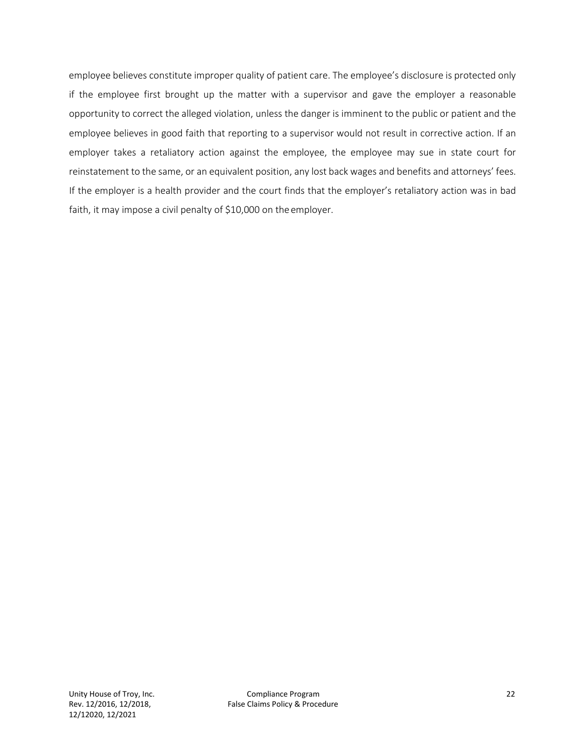employee believes constitute improper quality of patient care. The employee's disclosure is protected only if the employee first brought up the matter with a supervisor and gave the employer a reasonable opportunity to correct the alleged violation, unless the danger is imminent to the public or patient and the employee believes in good faith that reporting to a supervisor would not result in corrective action. If an employer takes a retaliatory action against the employee, the employee may sue in state court for reinstatement to the same, or an equivalent position, any lost back wages and benefits and attorneys' fees. If the employer is a health provider and the court finds that the employer's retaliatory action was in bad faith, it may impose a civil penalty of $10,000 on the employer.